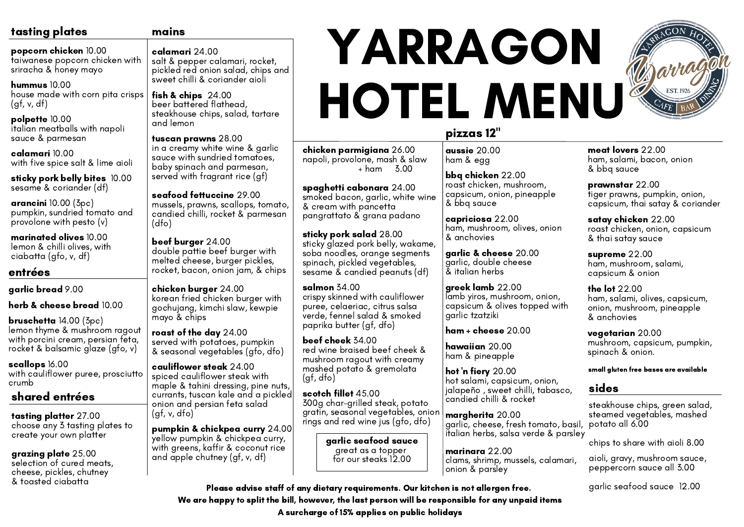# YARRAGON HOTEL MENU

## tasting plates

**popcorn chicken** 10.00
taiwanese popcorn chicken with sriracha & honey mayo

**hummus** 10.00
house made with corn pita crisps (gf, v, df)

**polpette** 10.00
italian meatballs with napoli sauce & parmesan

**calamari** 10.00
with five spice salt & lime aioli

**sticky pork belly bites** 10.00
sesame & coriander (df)

**arancini** 10.00 (3pc)
pumpkin, sundried tomato and provolone with pesto (v)

**marinated olives** 10.00
lemon & chilli olives, with ciabatta (gfo, v, df)

## entrées

**garlic bread** 9.00

**herb & cheese bread** 10.00

**bruschetta** 14.00 (3pc)
lemon thyme & mushroom ragout with porcini cream, persian feta, rocket & balsamic glaze (gfo, v)

**scallops** 16.00
with cauliflower puree, prosciutto crumb

## shared entrées

**tasting platter** 27.00
choose any 3 tasting plates to create your own platter

**grazing plate** 25.00
selection of cured meats, cheese, pickles, chutney & toasted ciabatta

## mains

**calamari** 24.00
salt & pepper calamari, rocket, pickled red onion salad, chips and sweet chilli & coriander aioli

**fish & chips** 24.00
beer battered flathead, steakhouse chips, salad, tartare and lemon

**tuscan prawns** 28.00
in a creamy white wine & garlic sauce with sundried tomatoes, baby spinach and parmesan, served with fragrant rice (gf)

**seafood fettuccine** 29.00
mussels, prawns, scallops, tomato, candied chilli, rocket & parmesan (dfo)

**beef burger** 24.00
double pattie beef burger with melted cheese, burger pickles, rocket, bacon, onion jam, & chips

**chicken burger** 24.00
korean fried chicken burger with gochujang, kimchi slaw, kewpie mayo & chips

**roast of the day** 24.00
served with potatoes, pumpkin & seasonal vegetables (gfo, dfo)

**cauliflower steak** 24.00
spiced cauliflower steak with maple & tahini dressing, pine nuts, currants, tuscan kale and a pickled onion and persian feta salad (gf, v, dfo)

**pumpkin & chickpea curry** 24.00
yellow pumpkin & chickpea curry, with greens, kaffir & coconut rice and apple chutney (gf, v, df)

**chicken parmigiana** 26.00
napoli, provolone, mash & slaw
+ ham 3.00

**spaghetti cabonara** 24.00
smoked bacon, garlic, white wine & cream with pancetta pangrattato & grana padano

**sticky pork salad** 28.00
sticky glazed pork belly, wakame, soba noodles, orange segments spinach, pickled vegetables, sesame & candied peanuts (df)

**salmon** 34.00
crispy skinned with cauliflower puree, celaeriac, citrus salsa verde, fennel salad & smoked paprika butter (gf, dfo)

**beef cheek** 34.00
red wine braised beef cheek & mushroom ragout with creamy mashed potato & gremolata (gf, dfo)

**scotch fillet** 45.00
300g char-grilled steak, potato gratin, seasonal vegetables, onion rings and red wine jus (gfo, dfo)

**garlic seafood sauce**
great as a topper for our steaks 12.00

## pizzas 12"

**aussie** 20.00
ham & egg

**bbq chicken** 22.00
roast chicken, mushroom, capsicum, onion, pineapple & bbq sauce

**capriciosa** 22.00
ham, mushroom, olives, onion & anchovies

**garlic & cheese** 20.00
garlic, double cheese & italian herbs

**greek lamb** 22.00
lamb yiros, mushroom, onion, capsicum & olives topped with garlic tzatziki

**ham + cheese** 20.00

**hawaiian** 20.00
ham & pineapple

**hot 'n fiery** 20.00
hot salami, capsicum, onion, jalapeño , sweet chilli, tabasco, candied chilli & rocket

**margherita** 20.00
garlic, cheese, fresh tomato, basil, italian herbs, salsa verde & parsley

**marinara** 22.00
clams, shrimp, mussels, calamari, onion & parsley

**meat lovers** 22.00
ham, salami, bacon, onion & bbq sauce

**prawnstar** 22.00
tiger prawns, pumpkin, onion, capsicum, thai satay & coriander

**satay chicken** 22.00
roast chicken, onion, capsicum & thai satay sauce

**supreme** 22.00
ham, mushroom, salami, capsicum & onion

**the lot** 22.00
ham, salami, olives, capsicum, onion, mushroom, pineapple & anchovies

**vegetarian** 20.00
mushroom, capsicum, pumpkin, spinach & onion.

**small gluten free bases are available**

## sides

steakhouse chips, green salad, steamed vegetables, mashed potato all 6.00

chips to share with aioli 8.00

aioli, gravy, mushroom sauce, peppercorn sauce all 3.00

garlic seafood sauce 12.00

**Please advise staff of any dietary requirements. Our kitchen is not allergen free.**
**We are happy to split the bill, however, the last person will be responsible for any unpaid items**
**A surcharge of 15% applies on public holidays**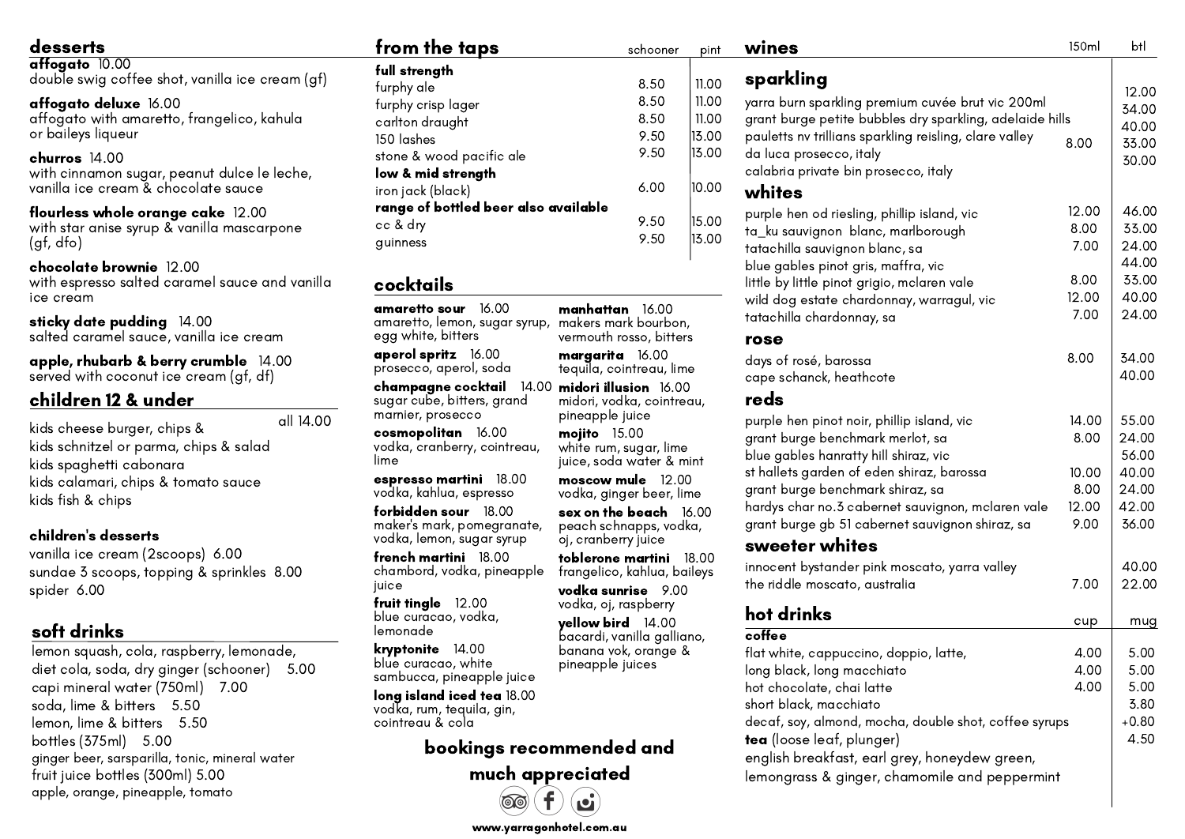## desserts

**affogato** 10.00
double swig coffee shot, vanilla ice cream (gf)

**affogato deluxe** 16.00
affogato with amaretto, frangelico, kahula or baileys liqueur

**churros** 14.00
with cinnamon sugar, peanut dulce le leche, vanilla ice cream & chocolate sauce

**flourless whole orange cake** 12.00
with star anise syrup & vanilla mascarpone (gf, dfo)

**chocolate brownie** 12.00
with espresso salted caramel sauce and vanilla ice cream

**sticky date pudding** 14.00
salted caramel sauce, vanilla ice cream

**apple, rhubarb & berry crumble** 14.00
served with coconut ice cream (gf, df)

## children 12 & under

all 14.00

kids cheese burger, chips &
kids schnitzel or parma, chips & salad
kids spaghetti cabonara
kids calamari, chips & tomato sauce
kids fish & chips

**children's desserts**

vanilla ice cream (2scoops) 6.00
sundae 3 scoops, topping & sprinkles 8.00
spider 6.00

## soft drinks

lemon squash, cola, raspberry, lemonade, diet cola, soda, dry ginger (schooner) 5.00
capi mineral water (750ml) 7.00
soda, lime & bitters 5.50
lemon, lime & bitters 5.50
bottles (375ml) 5.00
ginger beer, sarsparilla, tonic, mineral water
fruit juice bottles (300ml) 5.00
apple, orange, pineapple, tomato

## from the taps

| | schooner | pint |
|---|---|---|
| **full strength** | | |
| furphy ale | 8.50 | 11.00 |
| furphy crisp lager | 8.50 | 11.00 |
| carlton draught | 8.50 | 11.00 |
| 150 lashes | 9.50 | 13.00 |
| stone & wood pacific ale | 9.50 | 13.00 |
| **low & mid strength** | | |
| iron jack (black) | 6.00 | 10.00 |
| **range of bottled beer also available** | | |
| cc & dry | 9.50 | 15.00 |
| guinness | 9.50 | 13.00 |

## cocktails

**amaretto sour** 16.00
amaretto, lemon, sugar syrup, egg white, bitters

**aperol spritz** 16.00
prosecco, aperol, soda

**champagne cocktail** 14.00
sugar cube, bitters, grand marnier, prosecco

**cosmopolitan** 16.00
vodka, cranberry, cointreau, lime

**espresso martini** 18.00
vodka, kahlua, espresso

**forbidden sour** 18.00
maker's mark, pomegranate, vodka, lemon, sugar syrup

**french martini** 18.00
chambord, vodka, pineapple juice

**fruit tingle** 12.00
blue curacao, vodka, lemonade

**kryptonite** 14.00
blue curacao, white sambucca, pineapple juice

**long island iced tea** 18.00
vodka, rum, tequila, gin, cointreau & cola

**manhattan** 16.00
makers mark bourbon, vermouth rosso, bitters

**margarita** 16.00
tequila, cointreau, lime

**midori illusion** 16.00
midori, vodka, cointreau, pineapple juice

**mojito** 15.00
white rum, sugar, lime juice, soda water & mint

**moscow mule** 12.00
vodka, ginger beer, lime

**sex on the beach** 16.00
peach schnapps, vodka, oj, cranberry juice

**toblerone martini** 18.00
frangelico, kahlua, baileys

**vodka sunrise** 9.00
vodka, oj, raspberry

**yellow bird** 14.00
bacardi, vanilla galliano, banana vok, orange & pineapple juices

**bookings recommended and much appreciated**

www.yarragonhotel.com.au

## wines

| | 150ml | btl |
|---|---|---|
| **sparkling** | | |
| yarra burn sparkling premium cuvée brut vic 200ml | | 12.00 |
| grant burge petite bubbles dry sparkling, adelaide hills | | 34.00 |
| pauletts nv trillians sparkling reisling, clare valley | | 40.00 |
| da luca prosecco, italy | 8.00 | 33.00 |
| calabria private bin prosecco, italy | | 30.00 |
| **whites** | | |
| purple hen od riesling, phillip island, vic | 12.00 | 46.00 |
| ta_ku sauvignon blanc, marlborough | 8.00 | 33.00 |
| tatachilla sauvignon blanc, sa | 7.00 | 24.00 |
| blue gables pinot gris, maffra, vic | | 44.00 |
| little by little pinot grigio, mclaren vale | 8.00 | 33.00 |
| wild dog estate chardonnay, warragul, vic | 12.00 | 40.00 |
| tatachilla chardonnay, sa | 7.00 | 24.00 |
| **rose** | | |
| days of rosé, barossa | 8.00 | 34.00 |
| cape schanck, heathcote | | 40.00 |
| **reds** | | |
| purple hen pinot noir, phillip island, vic | 14.00 | 55.00 |
| grant burge benchmark merlot, sa | 8.00 | 24.00 |
| blue gables hanratty hill shiraz, vic | | 56.00 |
| st hallets garden of eden shiraz, barossa | 10.00 | 40.00 |
| grant burge benchmark shiraz, sa | 8.00 | 24.00 |
| hardys char no.3 cabernet sauvignon, mclaren vale | 12.00 | 42.00 |
| grant burge gb 51 cabernet sauvignon shiraz, sa | 9.00 | 36.00 |
| **sweeter whites** | | |
| innocent bystander pink moscato, yarra valley | | 40.00 |
| the riddle moscato, australia | 7.00 | 22.00 |

## hot drinks

| | cup | mug |
|---|---|---|
| **coffee** | | |
| flat white, cappuccino, doppio, latte, | 4.00 | 5.00 |
| long black, long macchiato | 4.00 | 5.00 |
| hot chocolate, chai latte | 4.00 | 5.00 |
| short black, macchiato | | 3.80 |
| decaf, soy, almond, mocha, double shot, coffee syrups | | +0.80 |
| **tea** (loose leaf, plunger) | | 4.50 |
| english breakfast, earl grey, honeydew green, lemongrass & ginger, chamomile and peppermint | | |